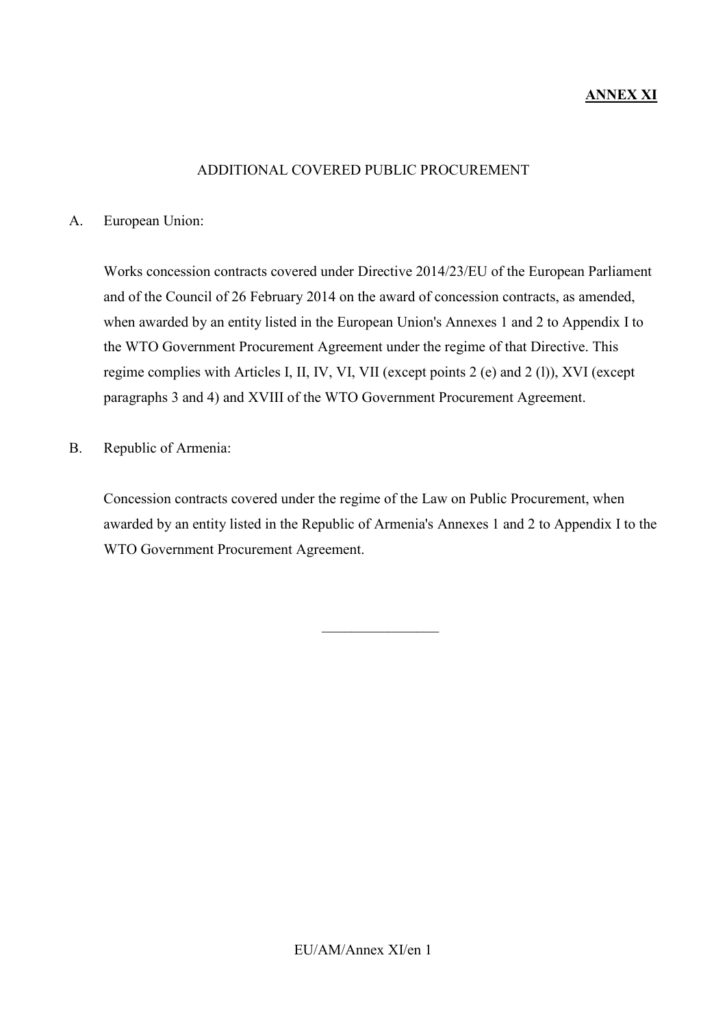**ANNEX XI**

ADDITIONAL COVERED PUBLIC PROCUREMENT

A. European Union:

Works concession contracts covered under Directive 2014/23/EU of the European Parliament and of the Council of 26 February 2014 on the award of concession contracts, as amended, when awarded by an entity listed in the European Union's Annexes 1 and 2 to Appendix I to the WTO Government Procurement Agreement under the regime of that Directive. This regime complies with Articles I, II, IV, VI, VII (except points 2 (e) and 2 (l)), XVI (except paragraphs 3 and 4) and XVIII of the WTO Government Procurement Agreement.

B. Republic of Armenia:

Concession contracts covered under the regime of the Law on Public Procurement, when awarded by an entity listed in the Republic of Armenia's Annexes 1 and 2 to Appendix I to the WTO Government Procurement Agreement.

________________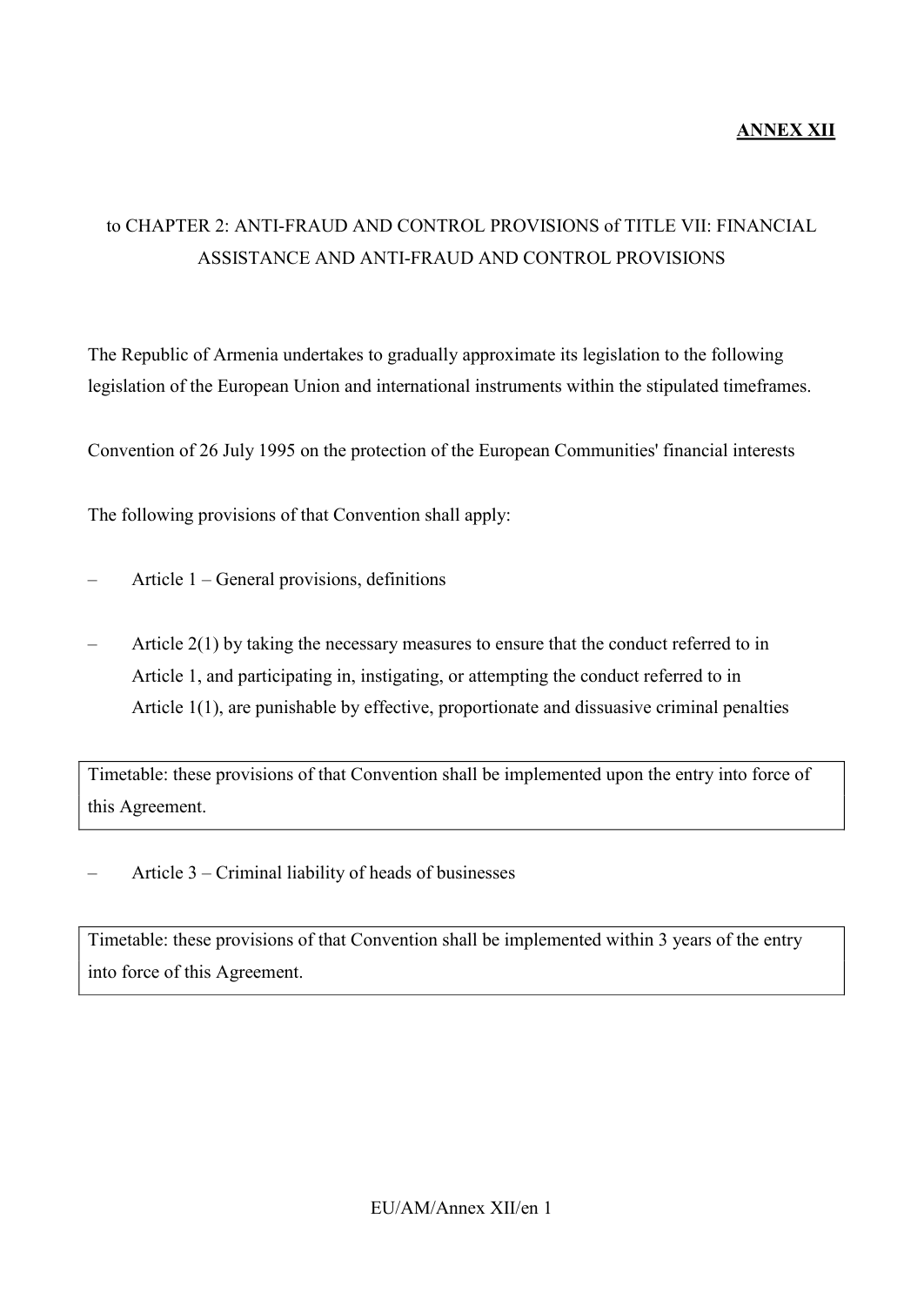**ANNEX XII**

to CHAPTER 2: ANTI-FRAUD AND CONTROL PROVISIONS of TITLE VII: FINANCIAL ASSISTANCE AND ANTI-FRAUD AND CONTROL PROVISIONS

The Republic of Armenia undertakes to gradually approximate its legislation to the following legislation of the European Union and international instruments within the stipulated timeframes.

Convention of 26 July 1995 on the protection of the European Communities' financial interests

The following provisions of that Convention shall apply:

– Article 1 – General provisions, definitions

– Article 2(1) by taking the necessary measures to ensure that the conduct referred to in Article 1, and participating in, instigating, or attempting the conduct referred to in Article 1(1), are punishable by effective, proportionate and dissuasive criminal penalties

| Timetable: these provisions of that Convention shall be implemented upon the entry into force of this Agreement. |
| --- |

– Article 3 – Criminal liability of heads of businesses

| Timetable: these provisions of that Convention shall be implemented within 3 years of the entry into force of this Agreement. |
| --- |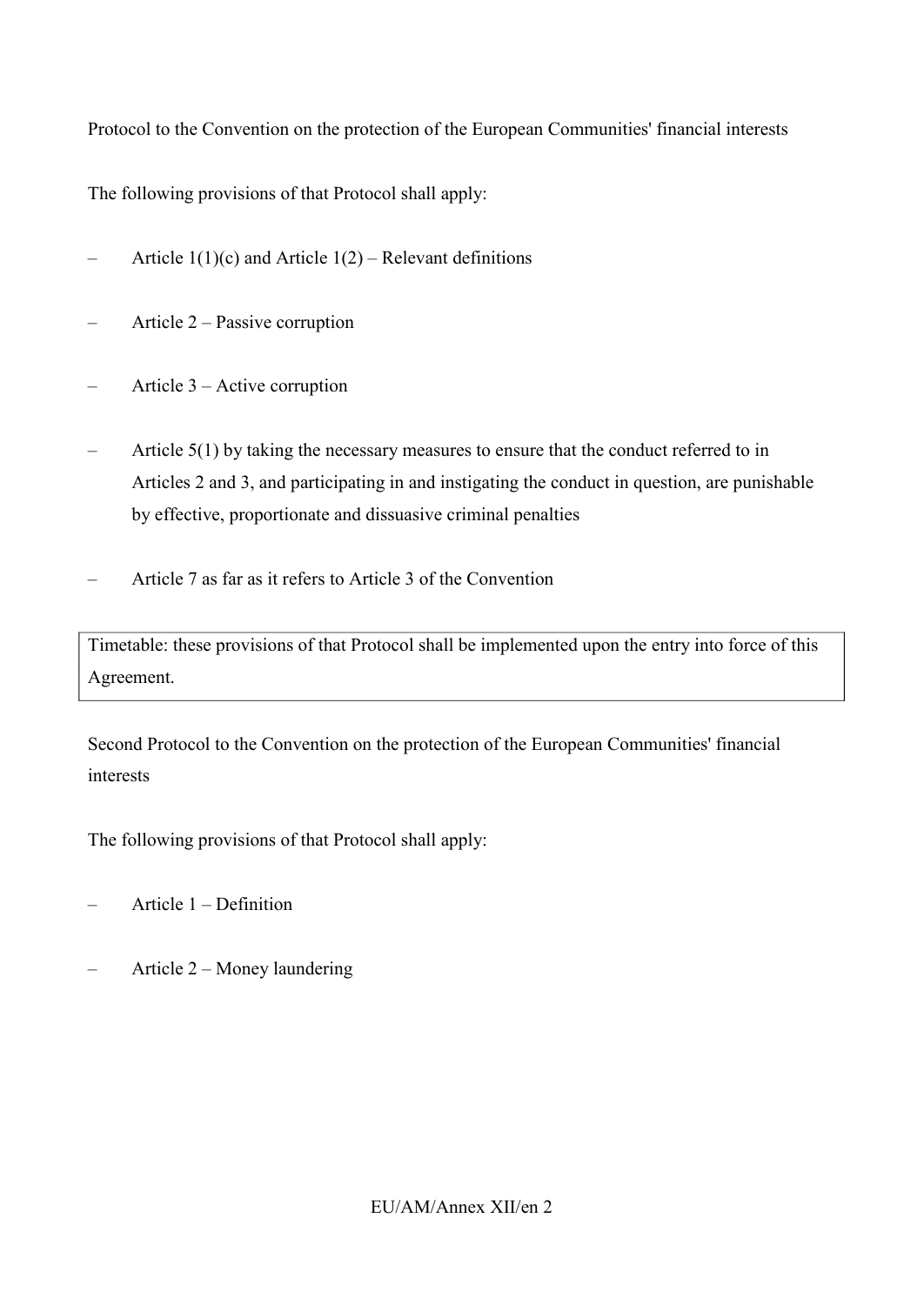Protocol to the Convention on the protection of the European Communities' financial interests

The following provisions of that Protocol shall apply:

- Article 1(1)(c) and Article 1(2) – Relevant definitions
- Article 2 – Passive corruption
- Article 3 – Active corruption
- Article 5(1) by taking the necessary measures to ensure that the conduct referred to in Articles 2 and 3, and participating in and instigating the conduct in question, are punishable by effective, proportionate and dissuasive criminal penalties
- Article 7 as far as it refers to Article 3 of the Convention

| Timetable: these provisions of that Protocol shall be implemented upon the entry into force of this Agreement. |
| --- |

Second Protocol to the Convention on the protection of the European Communities' financial interests

The following provisions of that Protocol shall apply:

- Article 1 – Definition
- Article 2 – Money laundering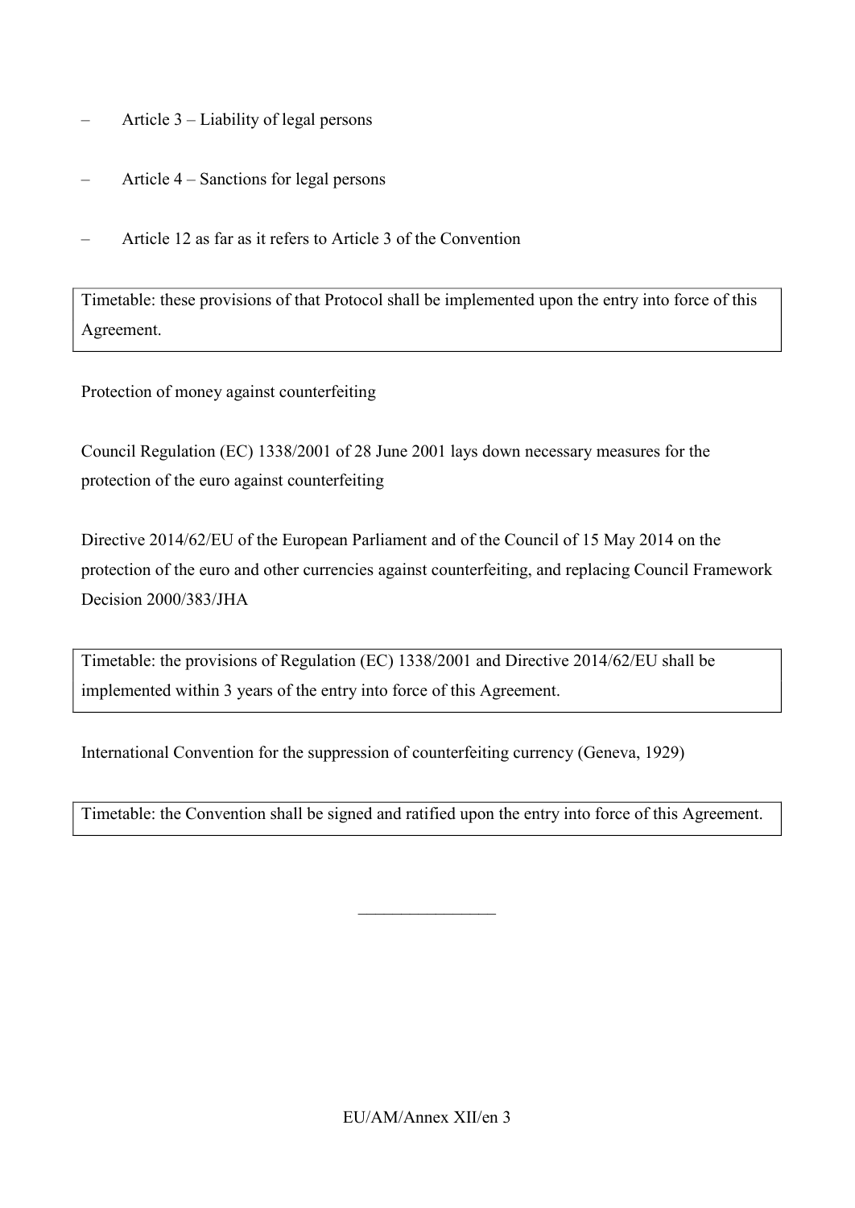- Article 3 – Liability of legal persons
- Article 4 – Sanctions for legal persons
- Article 12 as far as it refers to Article 3 of the Convention

| Timetable: these provisions of that Protocol shall be implemented upon the entry into force of this Agreement. |
| --- |

Protection of money against counterfeiting

Council Regulation (EC) 1338/2001 of 28 June 2001 lays down necessary measures for the protection of the euro against counterfeiting

Directive 2014/62/EU of the European Parliament and of the Council of 15 May 2014 on the protection of the euro and other currencies against counterfeiting, and replacing Council Framework Decision 2000/383/JHA

| Timetable: the provisions of Regulation (EC) 1338/2001 and Directive 2014/62/EU shall be implemented within 3 years of the entry into force of this Agreement. |
| --- |

International Convention for the suppression of counterfeiting currency (Geneva, 1929)

| Timetable: the Convention shall be signed and ratified upon the entry into force of this Agreement. |
| --- |

________________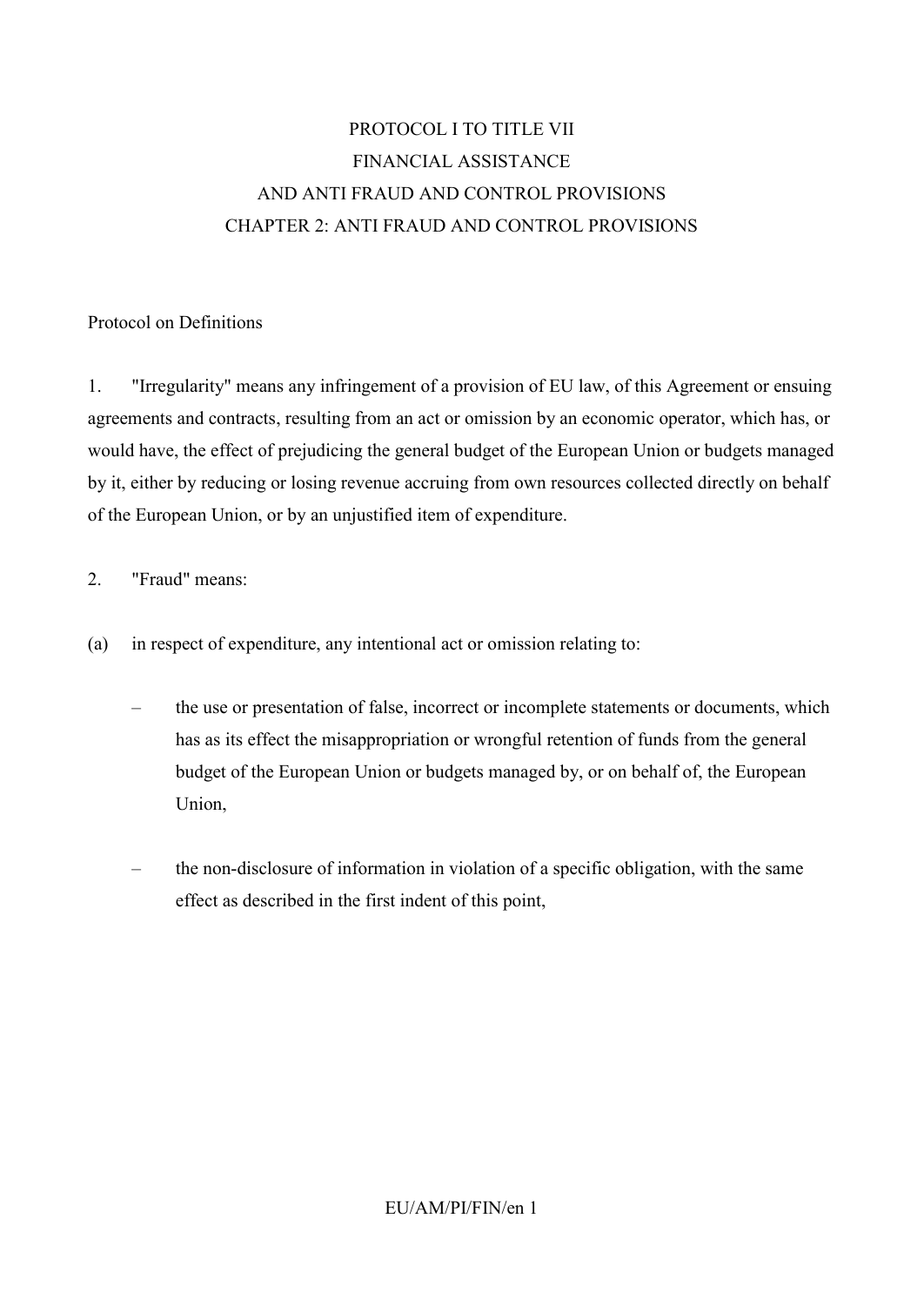# PROTOCOL I TO TITLE VII
# FINANCIAL ASSISTANCE
# AND ANTI FRAUD AND CONTROL PROVISIONS
## CHAPTER 2: ANTI FRAUD AND CONTROL PROVISIONS

Protocol on Definitions

1. "Irregularity" means any infringement of a provision of EU law, of this Agreement or ensuing agreements and contracts, resulting from an act or omission by an economic operator, which has, or would have, the effect of prejudicing the general budget of the European Union or budgets managed by it, either by reducing or losing revenue accruing from own resources collected directly on behalf of the European Union, or by an unjustified item of expenditure.

2. "Fraud" means:

(a) in respect of expenditure, any intentional act or omission relating to:

– the use or presentation of false, incorrect or incomplete statements or documents, which has as its effect the misappropriation or wrongful retention of funds from the general budget of the European Union or budgets managed by, or on behalf of, the European Union,

– the non-disclosure of information in violation of a specific obligation, with the same effect as described in the first indent of this point,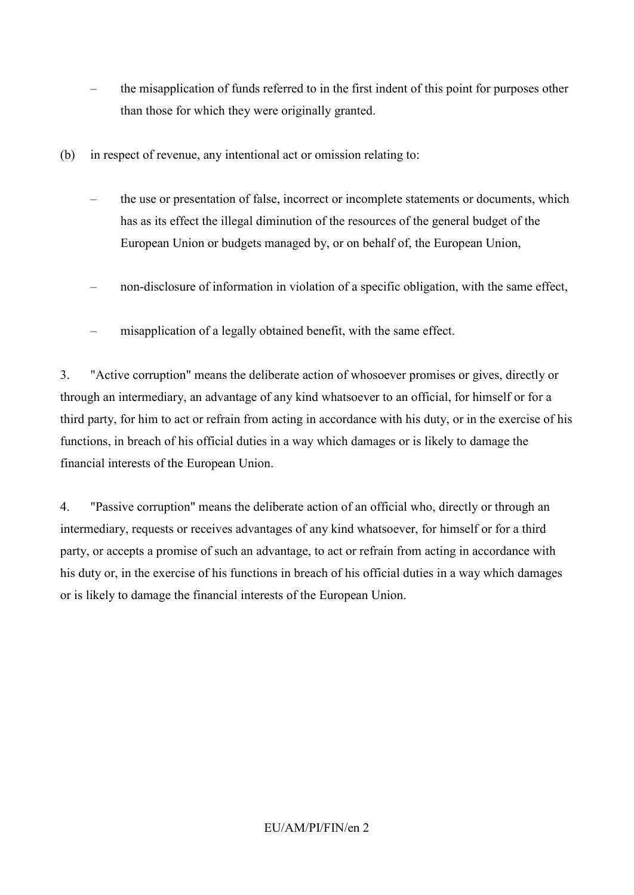- the misapplication of funds referred to in the first indent of this point for purposes other than those for which they were originally granted.

(b) in respect of revenue, any intentional act or omission relating to:

- the use or presentation of false, incorrect or incomplete statements or documents, which has as its effect the illegal diminution of the resources of the general budget of the European Union or budgets managed by, or on behalf of, the European Union,
- non-disclosure of information in violation of a specific obligation, with the same effect,
- misapplication of a legally obtained benefit, with the same effect.

3. "Active corruption" means the deliberate action of whosoever promises or gives, directly or through an intermediary, an advantage of any kind whatsoever to an official, for himself or for a third party, for him to act or refrain from acting in accordance with his duty, or in the exercise of his functions, in breach of his official duties in a way which damages or is likely to damage the financial interests of the European Union.

4. "Passive corruption" means the deliberate action of an official who, directly or through an intermediary, requests or receives advantages of any kind whatsoever, for himself or for a third party, or accepts a promise of such an advantage, to act or refrain from acting in accordance with his duty or, in the exercise of his functions in breach of his official duties in a way which damages or is likely to damage the financial interests of the European Union.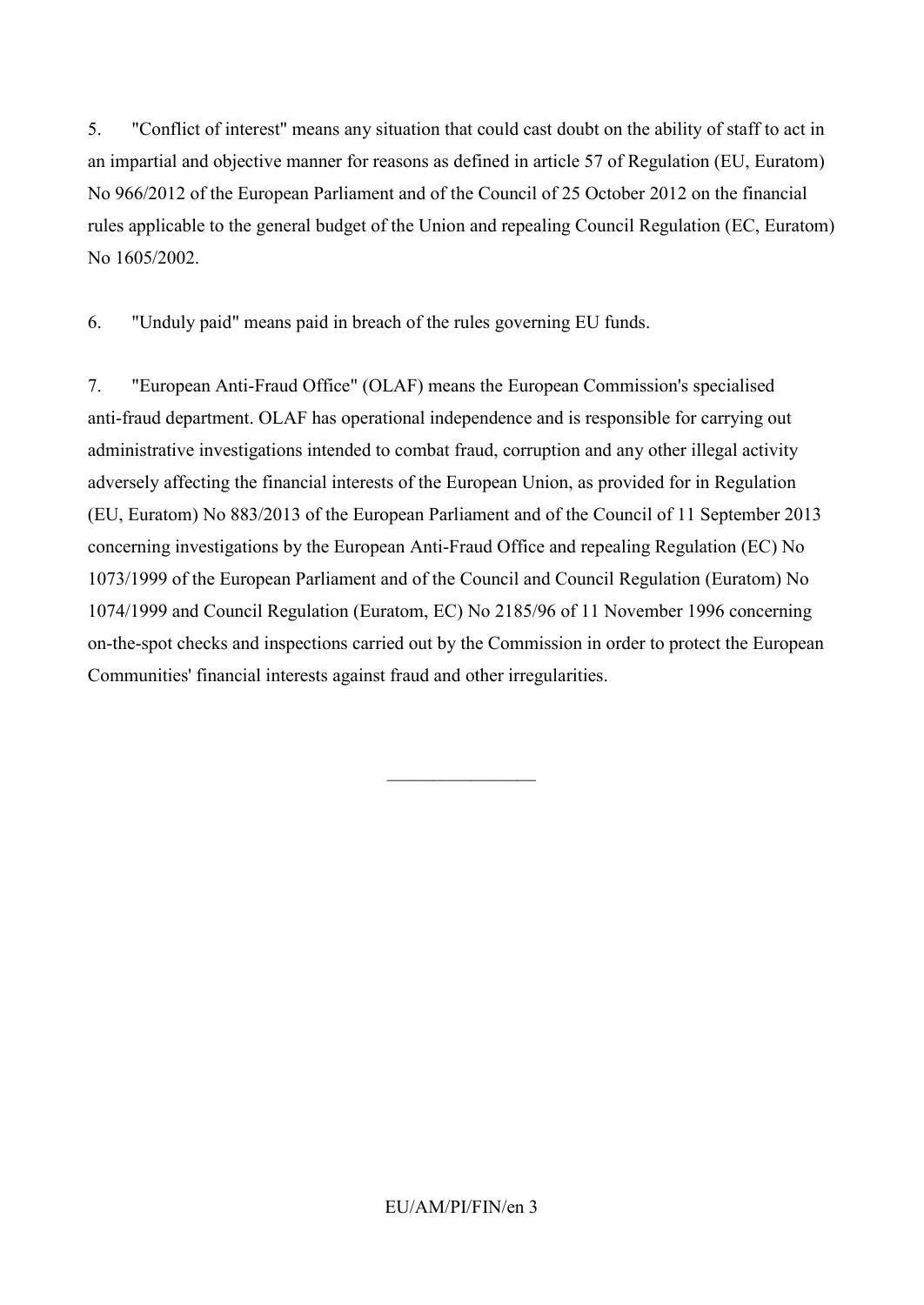5. "Conflict of interest" means any situation that could cast doubt on the ability of staff to act in an impartial and objective manner for reasons as defined in article 57 of Regulation (EU, Euratom) No 966/2012 of the European Parliament and of the Council of 25 October 2012 on the financial rules applicable to the general budget of the Union and repealing Council Regulation (EC, Euratom) No 1605/2002.

6. "Unduly paid" means paid in breach of the rules governing EU funds.

7. "European Anti-Fraud Office" (OLAF) means the European Commission's specialised anti-fraud department. OLAF has operational independence and is responsible for carrying out administrative investigations intended to combat fraud, corruption and any other illegal activity adversely affecting the financial interests of the European Union, as provided for in Regulation (EU, Euratom) No 883/2013 of the European Parliament and of the Council of 11 September 2013 concerning investigations by the European Anti-Fraud Office and repealing Regulation (EC) No 1073/1999 of the European Parliament and of the Council and Council Regulation (Euratom) No 1074/1999 and Council Regulation (Euratom, EC) No 2185/96 of 11 November 1996 concerning on-the-spot checks and inspections carried out by the Commission in order to protect the European Communities' financial interests against fraud and other irregularities.

________________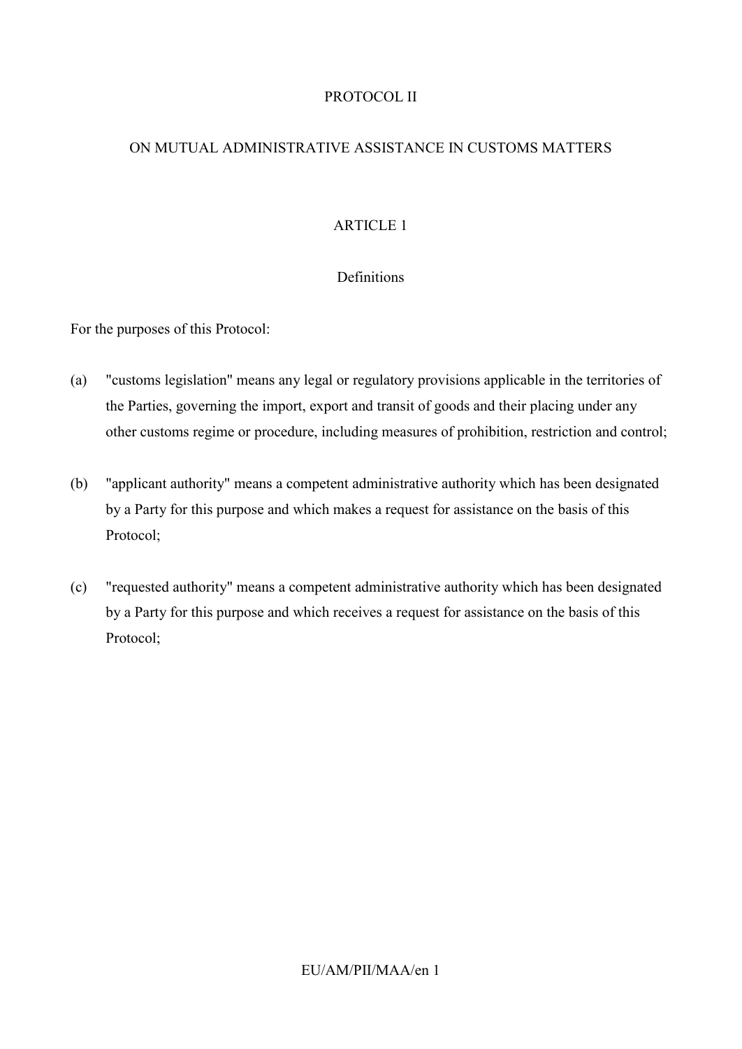# PROTOCOL II

## ON MUTUAL ADMINISTRATIVE ASSISTANCE IN CUSTOMS MATTERS

### ARTICLE 1

#### Definitions

For the purposes of this Protocol:

(a) "customs legislation" means any legal or regulatory provisions applicable in the territories of the Parties, governing the import, export and transit of goods and their placing under any other customs regime or procedure, including measures of prohibition, restriction and control;

(b) "applicant authority" means a competent administrative authority which has been designated by a Party for this purpose and which makes a request for assistance on the basis of this Protocol;

(c) "requested authority" means a competent administrative authority which has been designated by a Party for this purpose and which receives a request for assistance on the basis of this Protocol;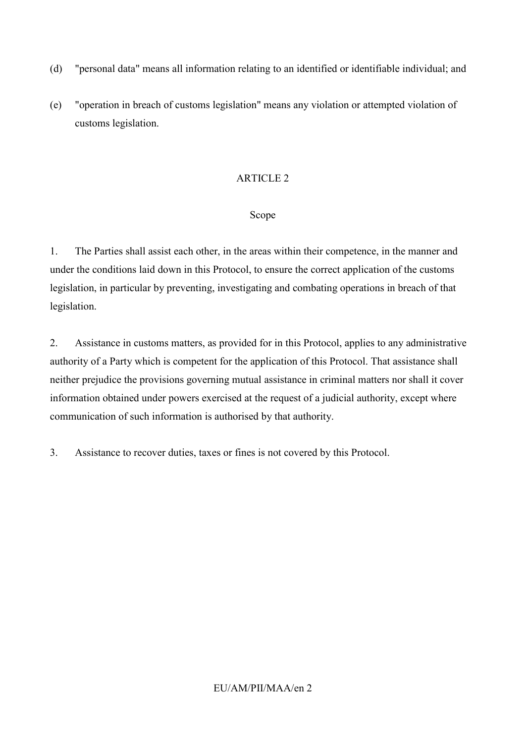(d) "personal data" means all information relating to an identified or identifiable individual; and

(e) "operation in breach of customs legislation" means any violation or attempted violation of customs legislation.

ARTICLE 2

Scope

1. The Parties shall assist each other, in the areas within their competence, in the manner and under the conditions laid down in this Protocol, to ensure the correct application of the customs legislation, in particular by preventing, investigating and combating operations in breach of that legislation.

2. Assistance in customs matters, as provided for in this Protocol, applies to any administrative authority of a Party which is competent for the application of this Protocol. That assistance shall neither prejudice the provisions governing mutual assistance in criminal matters nor shall it cover information obtained under powers exercised at the request of a judicial authority, except where communication of such information is authorised by that authority.

3. Assistance to recover duties, taxes or fines is not covered by this Protocol.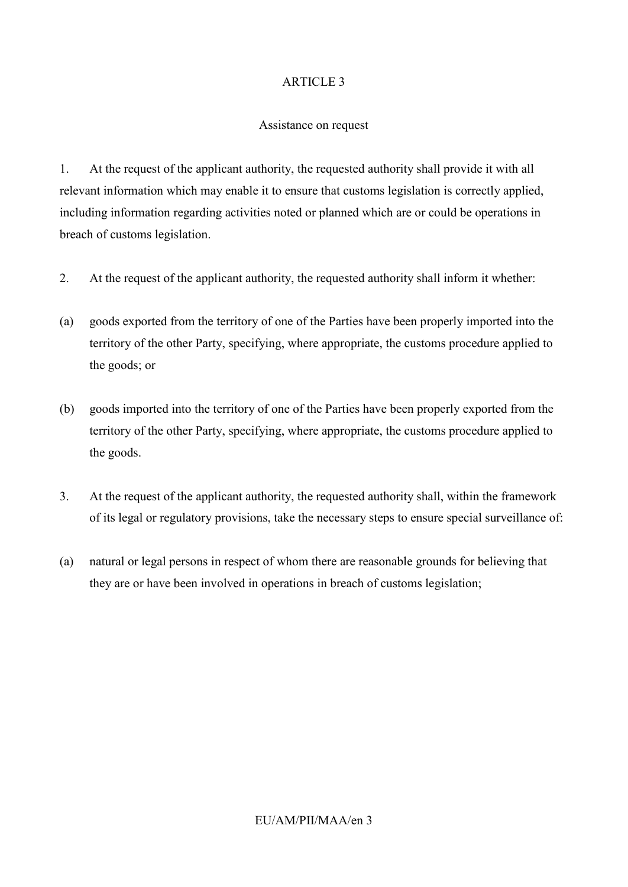# ARTICLE 3

## Assistance on request

1. At the request of the applicant authority, the requested authority shall provide it with all relevant information which may enable it to ensure that customs legislation is correctly applied, including information regarding activities noted or planned which are or could be operations in breach of customs legislation.

2. At the request of the applicant authority, the requested authority shall inform it whether:

(a) goods exported from the territory of one of the Parties have been properly imported into the territory of the other Party, specifying, where appropriate, the customs procedure applied to the goods; or

(b) goods imported into the territory of one of the Parties have been properly exported from the territory of the other Party, specifying, where appropriate, the customs procedure applied to the goods.

3. At the request of the applicant authority, the requested authority shall, within the framework of its legal or regulatory provisions, take the necessary steps to ensure special surveillance of:

(a) natural or legal persons in respect of whom there are reasonable grounds for believing that they are or have been involved in operations in breach of customs legislation;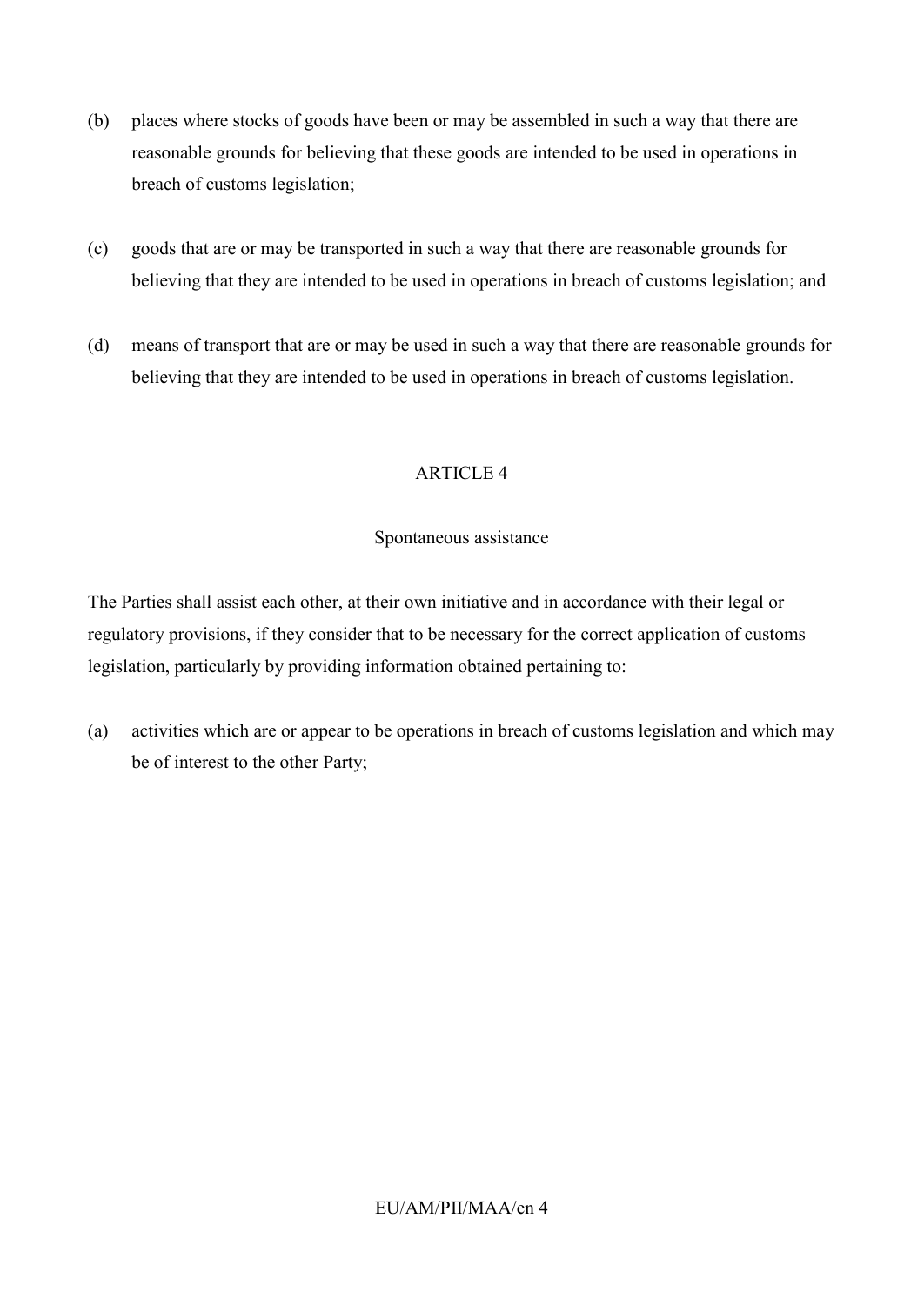(b) places where stocks of goods have been or may be assembled in such a way that there are reasonable grounds for believing that these goods are intended to be used in operations in breach of customs legislation;

(c) goods that are or may be transported in such a way that there are reasonable grounds for believing that they are intended to be used in operations in breach of customs legislation; and

(d) means of transport that are or may be used in such a way that there are reasonable grounds for believing that they are intended to be used in operations in breach of customs legislation.

## ARTICLE 4

### Spontaneous assistance

The Parties shall assist each other, at their own initiative and in accordance with their legal or regulatory provisions, if they consider that to be necessary for the correct application of customs legislation, particularly by providing information obtained pertaining to:

(a) activities which are or appear to be operations in breach of customs legislation and which may be of interest to the other Party;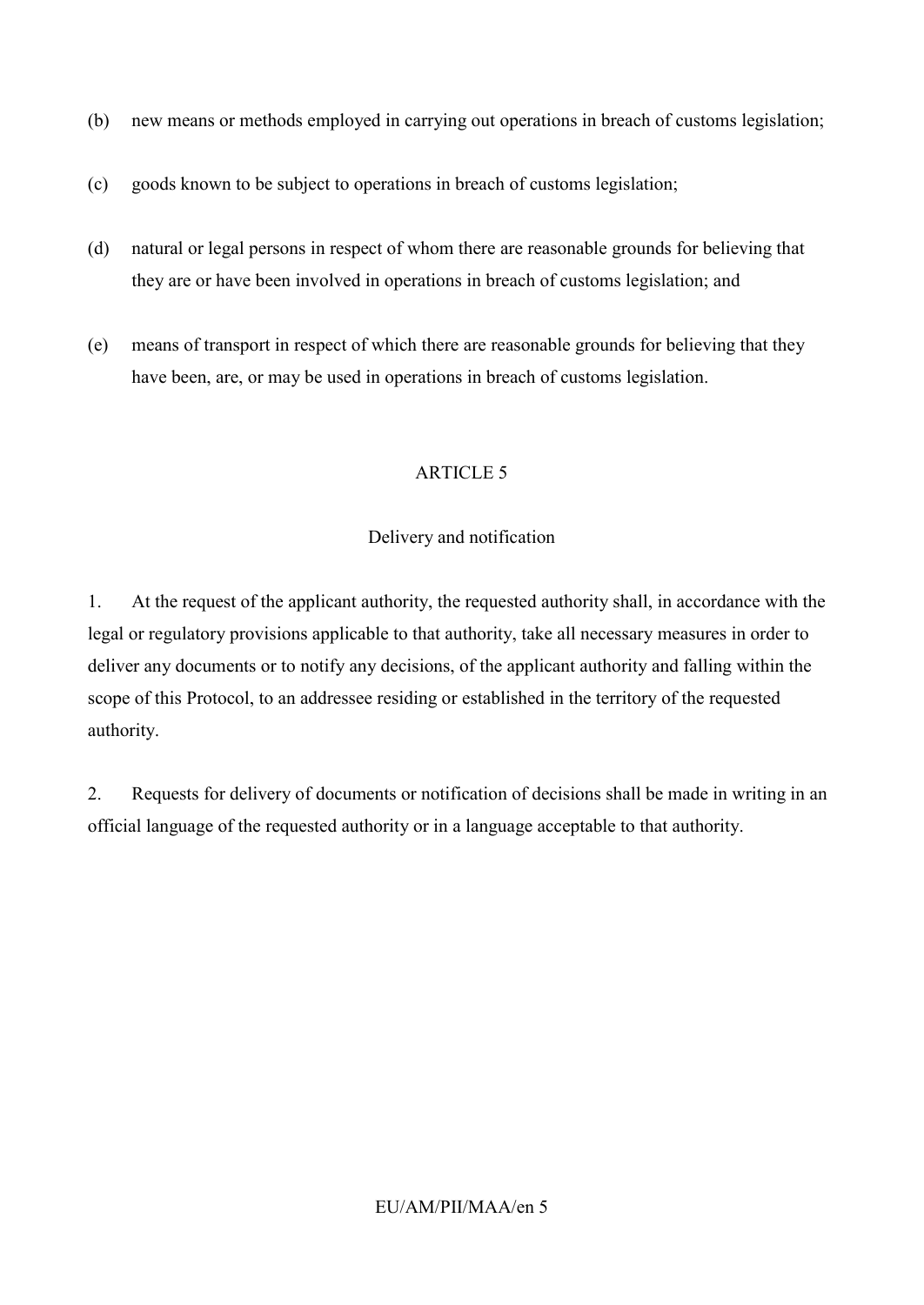(b) new means or methods employed in carrying out operations in breach of customs legislation;

(c) goods known to be subject to operations in breach of customs legislation;

(d) natural or legal persons in respect of whom there are reasonable grounds for believing that they are or have been involved in operations in breach of customs legislation; and

(e) means of transport in respect of which there are reasonable grounds for believing that they have been, are, or may be used in operations in breach of customs legislation.

## ARTICLE 5

### Delivery and notification

1. At the request of the applicant authority, the requested authority shall, in accordance with the legal or regulatory provisions applicable to that authority, take all necessary measures in order to deliver any documents or to notify any decisions, of the applicant authority and falling within the scope of this Protocol, to an addressee residing or established in the territory of the requested authority.

2. Requests for delivery of documents or notification of decisions shall be made in writing in an official language of the requested authority or in a language acceptable to that authority.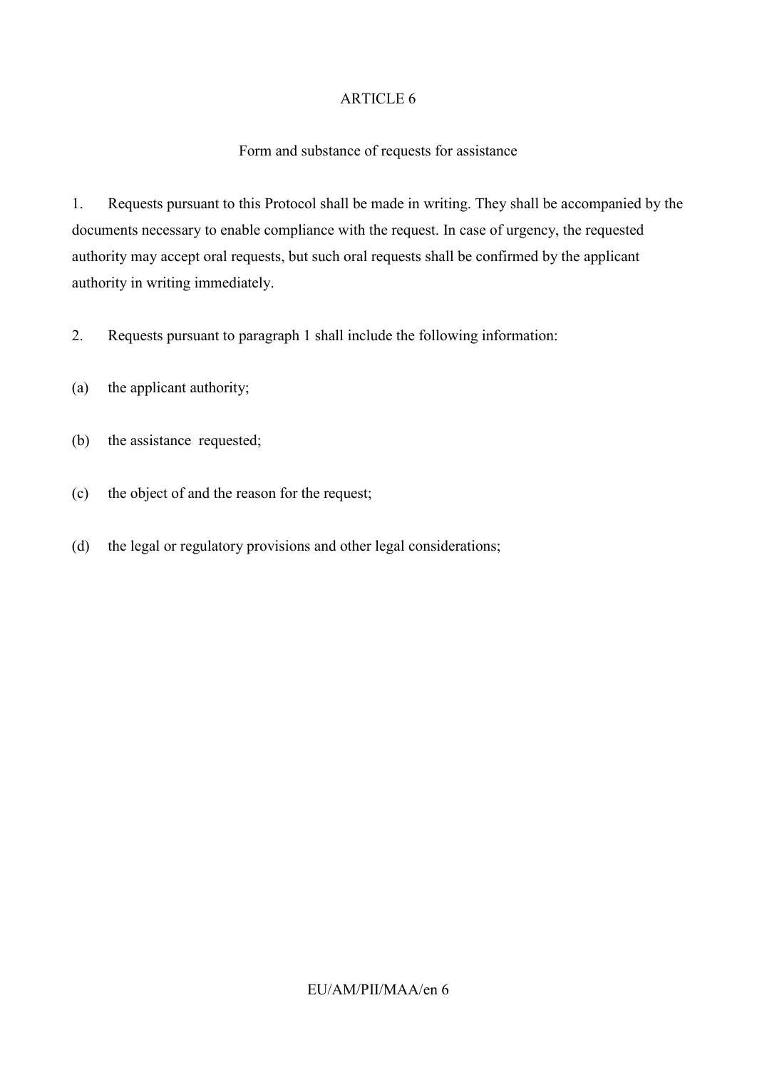## ARTICLE 6

### Form and substance of requests for assistance

1. Requests pursuant to this Protocol shall be made in writing. They shall be accompanied by the documents necessary to enable compliance with the request. In case of urgency, the requested authority may accept oral requests, but such oral requests shall be confirmed by the applicant authority in writing immediately.

2. Requests pursuant to paragraph 1 shall include the following information:

(a) the applicant authority;

(b) the assistance requested;

(c) the object of and the reason for the request;

(d) the legal or regulatory provisions and other legal considerations;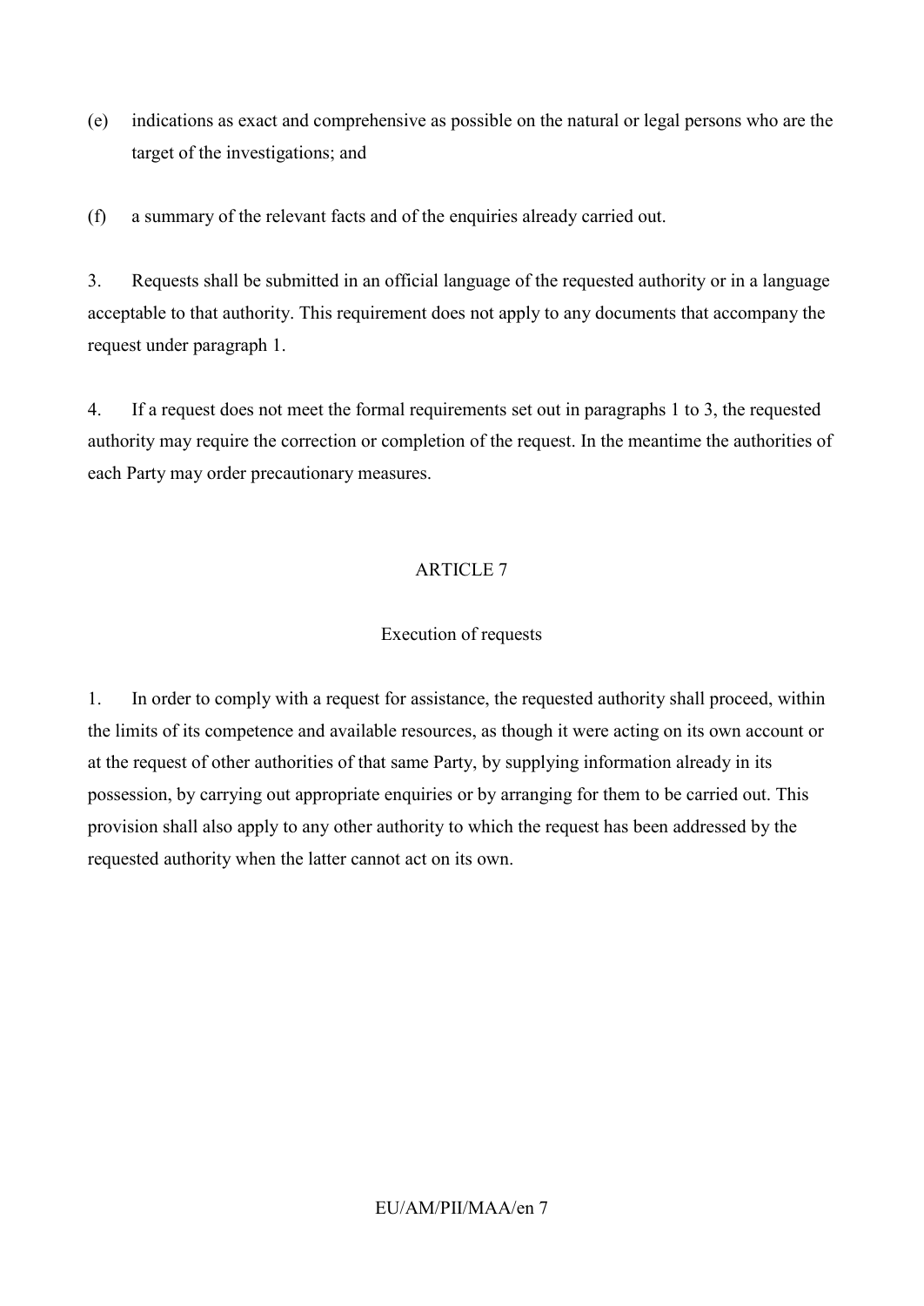(e) indications as exact and comprehensive as possible on the natural or legal persons who are the target of the investigations; and

(f) a summary of the relevant facts and of the enquiries already carried out.

3. Requests shall be submitted in an official language of the requested authority or in a language acceptable to that authority. This requirement does not apply to any documents that accompany the request under paragraph 1.

4. If a request does not meet the formal requirements set out in paragraphs 1 to 3, the requested authority may require the correction or completion of the request. In the meantime the authorities of each Party may order precautionary measures.

## ARTICLE 7

### Execution of requests

1. In order to comply with a request for assistance, the requested authority shall proceed, within the limits of its competence and available resources, as though it were acting on its own account or at the request of other authorities of that same Party, by supplying information already in its possession, by carrying out appropriate enquiries or by arranging for them to be carried out. This provision shall also apply to any other authority to which the request has been addressed by the requested authority when the latter cannot act on its own.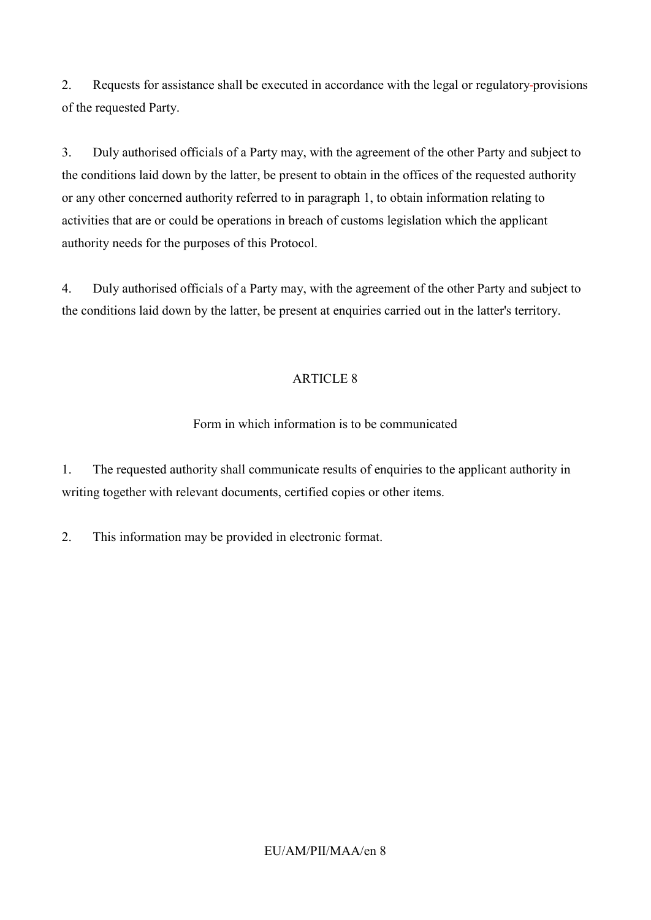2. Requests for assistance shall be executed in accordance with the legal or regulatory provisions of the requested Party.

3. Duly authorised officials of a Party may, with the agreement of the other Party and subject to the conditions laid down by the latter, be present to obtain in the offices of the requested authority or any other concerned authority referred to in paragraph 1, to obtain information relating to activities that are or could be operations in breach of customs legislation which the applicant authority needs for the purposes of this Protocol.

4. Duly authorised officials of a Party may, with the agreement of the other Party and subject to the conditions laid down by the latter, be present at enquiries carried out in the latter's territory.

## ARTICLE 8

### Form in which information is to be communicated

1. The requested authority shall communicate results of enquiries to the applicant authority in writing together with relevant documents, certified copies or other items.

2. This information may be provided in electronic format.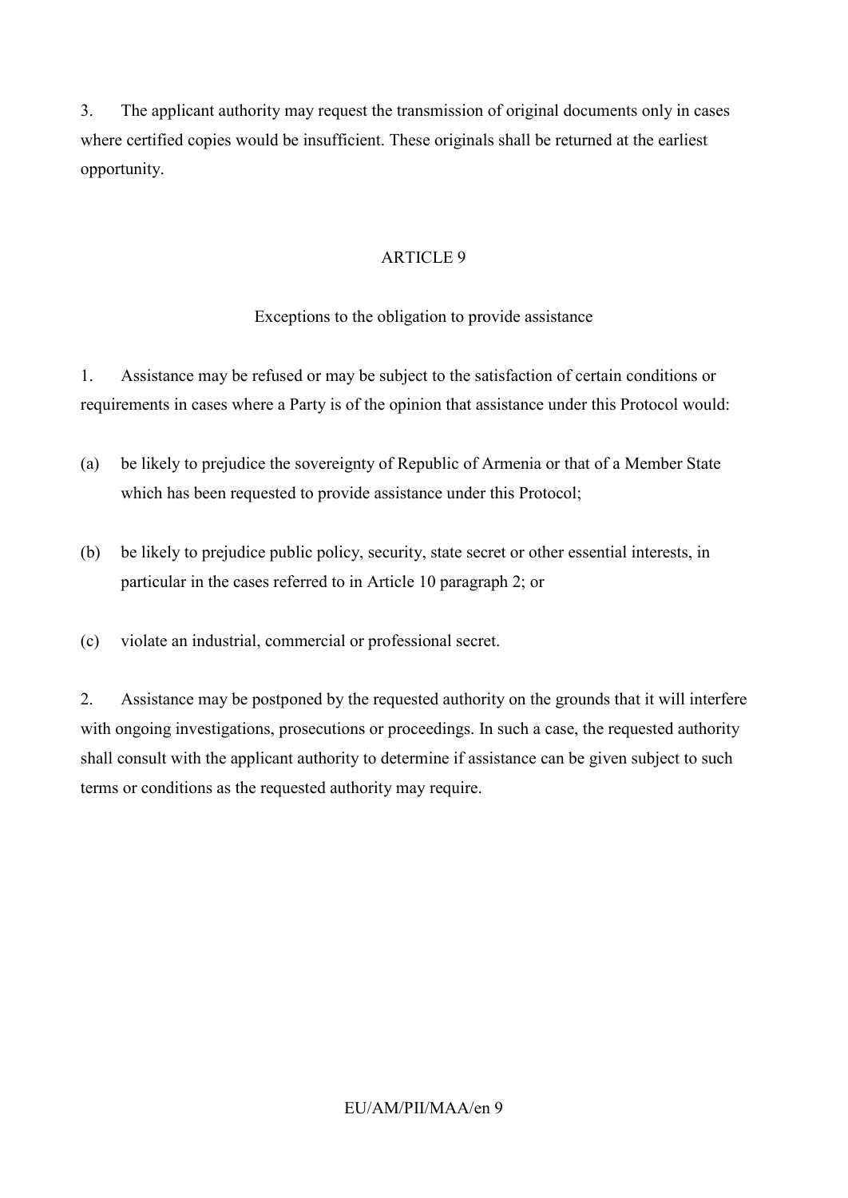3. The applicant authority may request the transmission of original documents only in cases where certified copies would be insufficient. These originals shall be returned at the earliest opportunity.

## ARTICLE 9

### Exceptions to the obligation to provide assistance

1. Assistance may be refused or may be subject to the satisfaction of certain conditions or requirements in cases where a Party is of the opinion that assistance under this Protocol would:

(a) be likely to prejudice the sovereignty of Republic of Armenia or that of a Member State which has been requested to provide assistance under this Protocol;

(b) be likely to prejudice public policy, security, state secret or other essential interests, in particular in the cases referred to in Article 10 paragraph 2; or

(c) violate an industrial, commercial or professional secret.

2. Assistance may be postponed by the requested authority on the grounds that it will interfere with ongoing investigations, prosecutions or proceedings. In such a case, the requested authority shall consult with the applicant authority to determine if assistance can be given subject to such terms or conditions as the requested authority may require.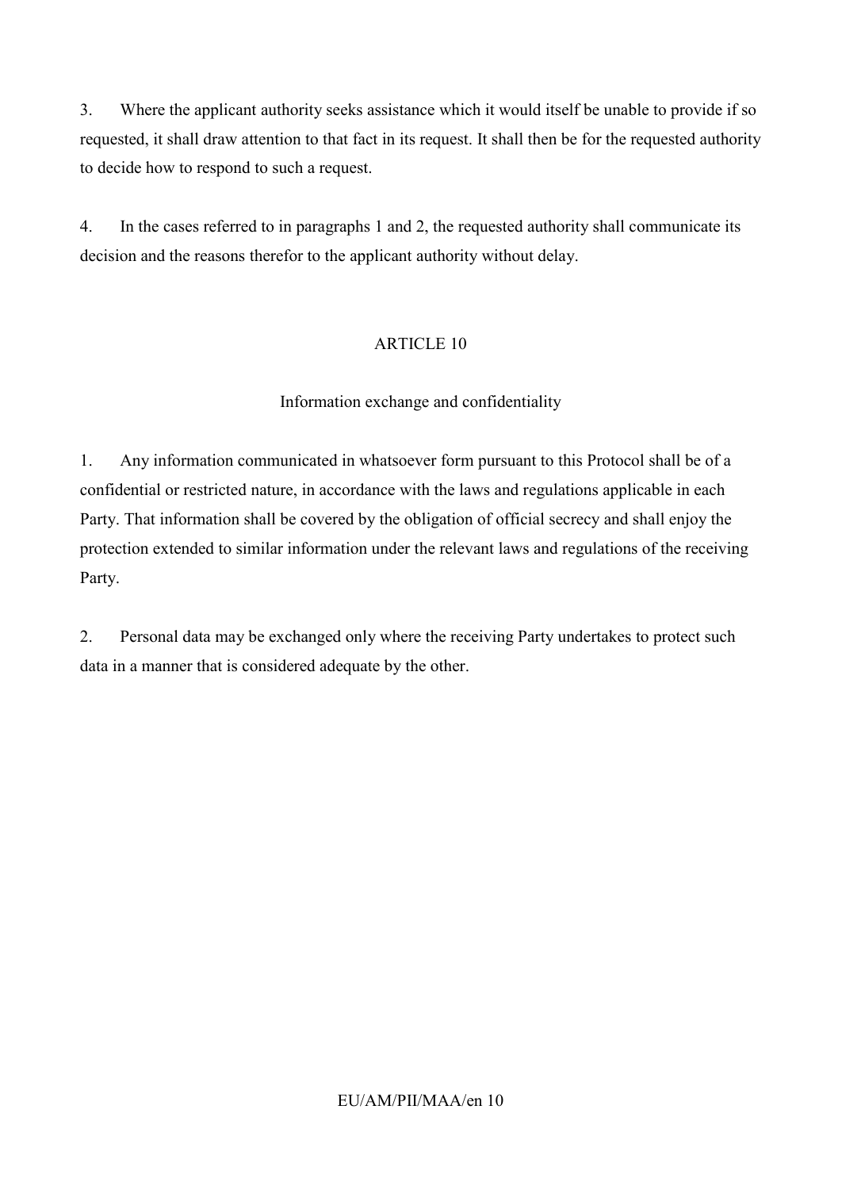3. Where the applicant authority seeks assistance which it would itself be unable to provide if so requested, it shall draw attention to that fact in its request. It shall then be for the requested authority to decide how to respond to such a request.

4. In the cases referred to in paragraphs 1 and 2, the requested authority shall communicate its decision and the reasons therefor to the applicant authority without delay.

## ARTICLE 10

### Information exchange and confidentiality

1. Any information communicated in whatsoever form pursuant to this Protocol shall be of a confidential or restricted nature, in accordance with the laws and regulations applicable in each Party. That information shall be covered by the obligation of official secrecy and shall enjoy the protection extended to similar information under the relevant laws and regulations of the receiving Party.

2. Personal data may be exchanged only where the receiving Party undertakes to protect such data in a manner that is considered adequate by the other.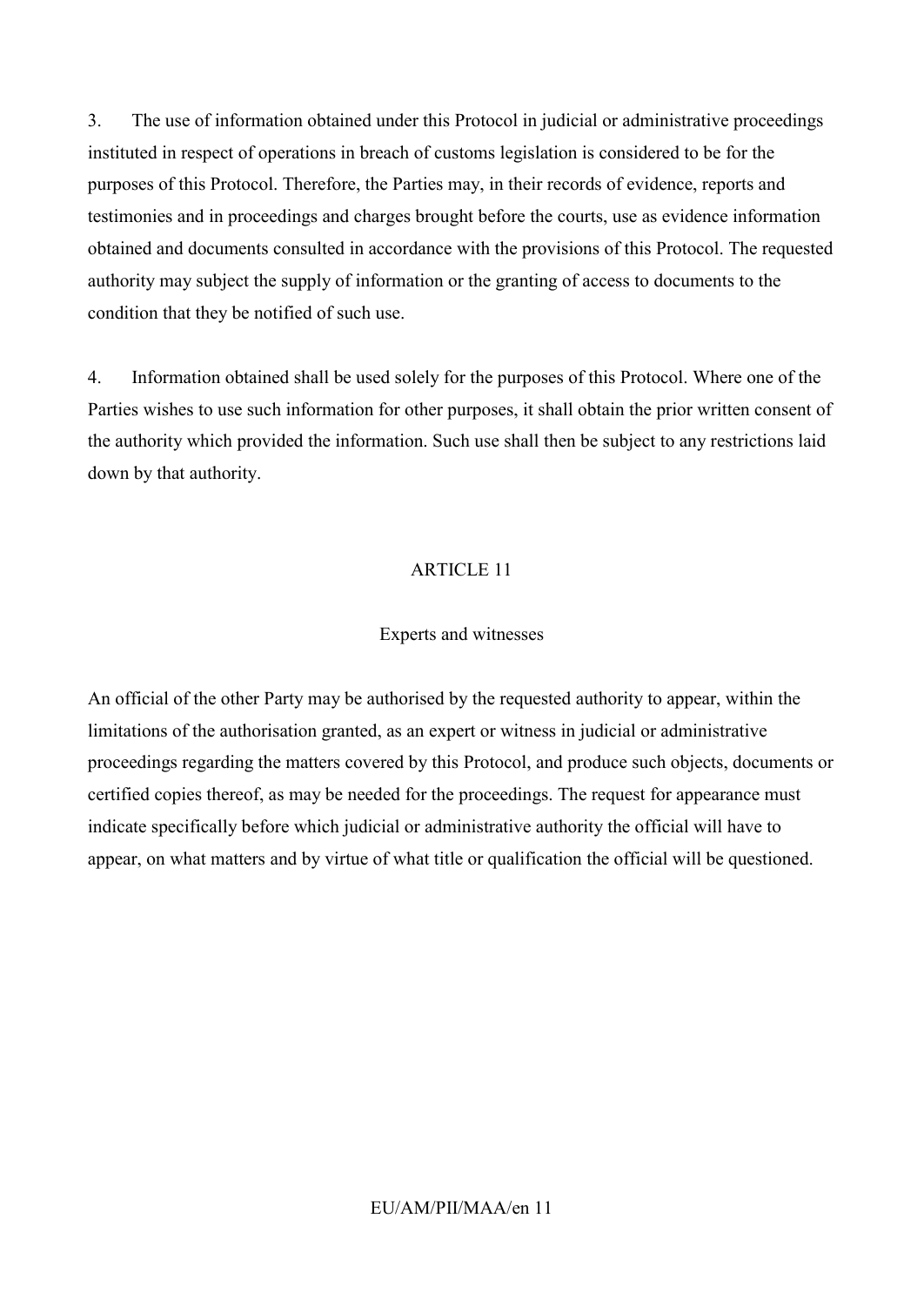3. The use of information obtained under this Protocol in judicial or administrative proceedings instituted in respect of operations in breach of customs legislation is considered to be for the purposes of this Protocol. Therefore, the Parties may, in their records of evidence, reports and testimonies and in proceedings and charges brought before the courts, use as evidence information obtained and documents consulted in accordance with the provisions of this Protocol. The requested authority may subject the supply of information or the granting of access to documents to the condition that they be notified of such use.

4. Information obtained shall be used solely for the purposes of this Protocol. Where one of the Parties wishes to use such information for other purposes, it shall obtain the prior written consent of the authority which provided the information. Such use shall then be subject to any restrictions laid down by that authority.

## ARTICLE 11

### Experts and witnesses

An official of the other Party may be authorised by the requested authority to appear, within the limitations of the authorisation granted, as an expert or witness in judicial or administrative proceedings regarding the matters covered by this Protocol, and produce such objects, documents or certified copies thereof, as may be needed for the proceedings. The request for appearance must indicate specifically before which judicial or administrative authority the official will have to appear, on what matters and by virtue of what title or qualification the official will be questioned.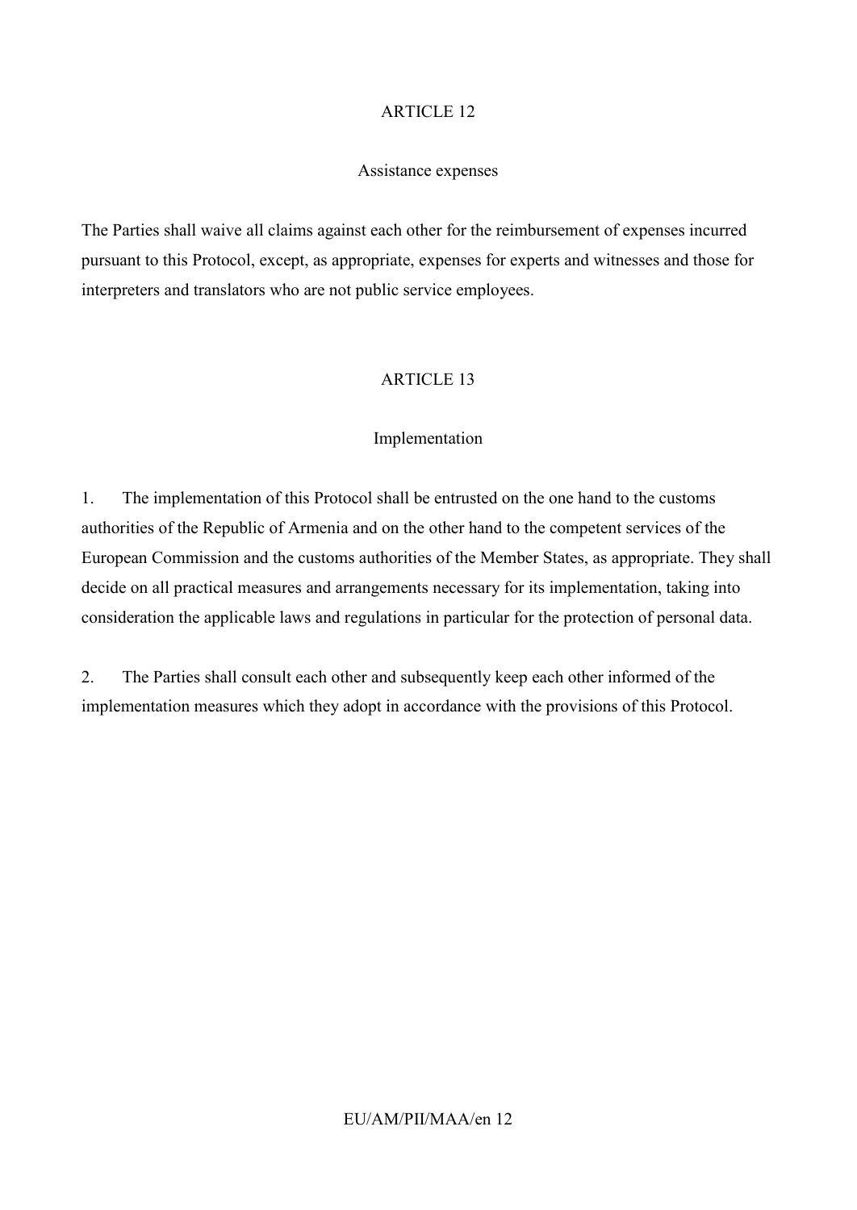## ARTICLE 12

### Assistance expenses

The Parties shall waive all claims against each other for the reimbursement of expenses incurred pursuant to this Protocol, except, as appropriate, expenses for experts and witnesses and those for interpreters and translators who are not public service employees.

## ARTICLE 13

### Implementation

1. The implementation of this Protocol shall be entrusted on the one hand to the customs authorities of the Republic of Armenia and on the other hand to the competent services of the European Commission and the customs authorities of the Member States, as appropriate. They shall decide on all practical measures and arrangements necessary for its implementation, taking into consideration the applicable laws and regulations in particular for the protection of personal data.

2. The Parties shall consult each other and subsequently keep each other informed of the implementation measures which they adopt in accordance with the provisions of this Protocol.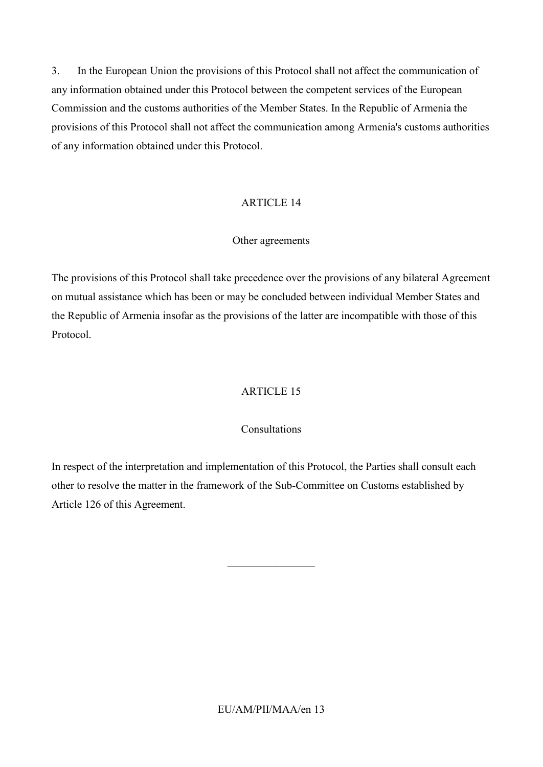3. In the European Union the provisions of this Protocol shall not affect the communication of any information obtained under this Protocol between the competent services of the European Commission and the customs authorities of the Member States. In the Republic of Armenia the provisions of this Protocol shall not affect the communication among Armenia's customs authorities of any information obtained under this Protocol.

## ARTICLE 14

### Other agreements

The provisions of this Protocol shall take precedence over the provisions of any bilateral Agreement on mutual assistance which has been or may be concluded between individual Member States and the Republic of Armenia insofar as the provisions of the latter are incompatible with those of this Protocol.

## ARTICLE 15

### Consultations

In respect of the interpretation and implementation of this Protocol, the Parties shall consult each other to resolve the matter in the framework of the Sub-Committee on Customs established by Article 126 of this Agreement.

________________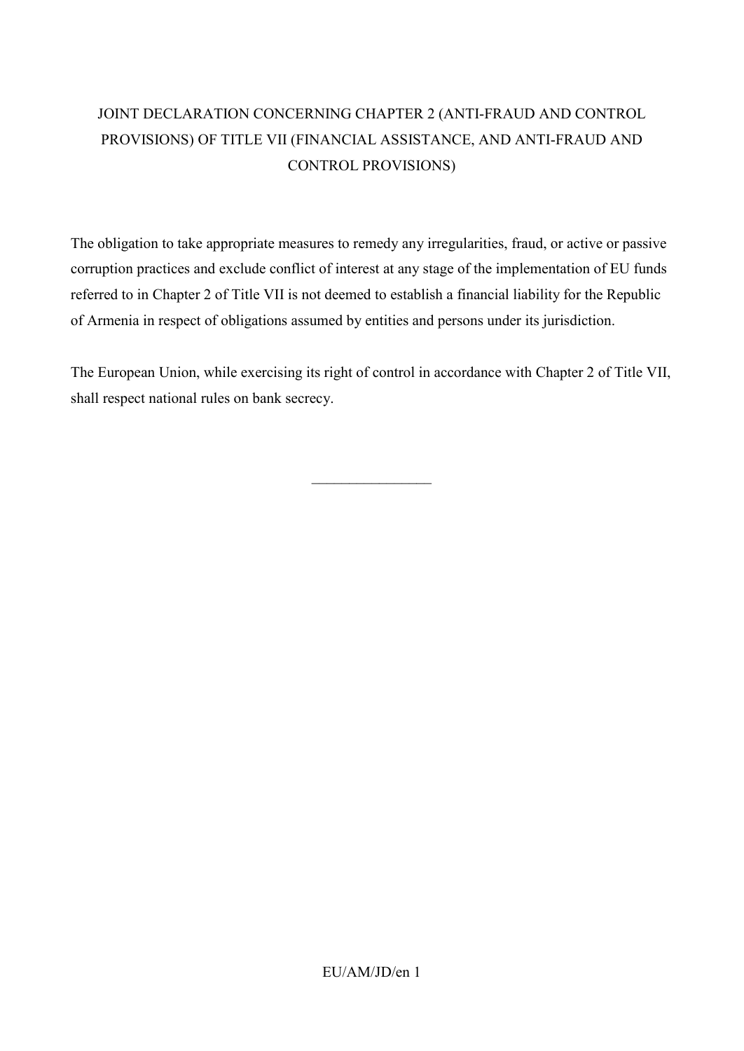# JOINT DECLARATION CONCERNING CHAPTER 2 (ANTI-FRAUD AND CONTROL PROVISIONS) OF TITLE VII (FINANCIAL ASSISTANCE, AND ANTI-FRAUD AND CONTROL PROVISIONS)

The obligation to take appropriate measures to remedy any irregularities, fraud, or active or passive corruption practices and exclude conflict of interest at any stage of the implementation of EU funds referred to in Chapter 2 of Title VII is not deemed to establish a financial liability for the Republic of Armenia in respect of obligations assumed by entities and persons under its jurisdiction.

The European Union, while exercising its right of control in accordance with Chapter 2 of Title VII, shall respect national rules on bank secrecy.

________________